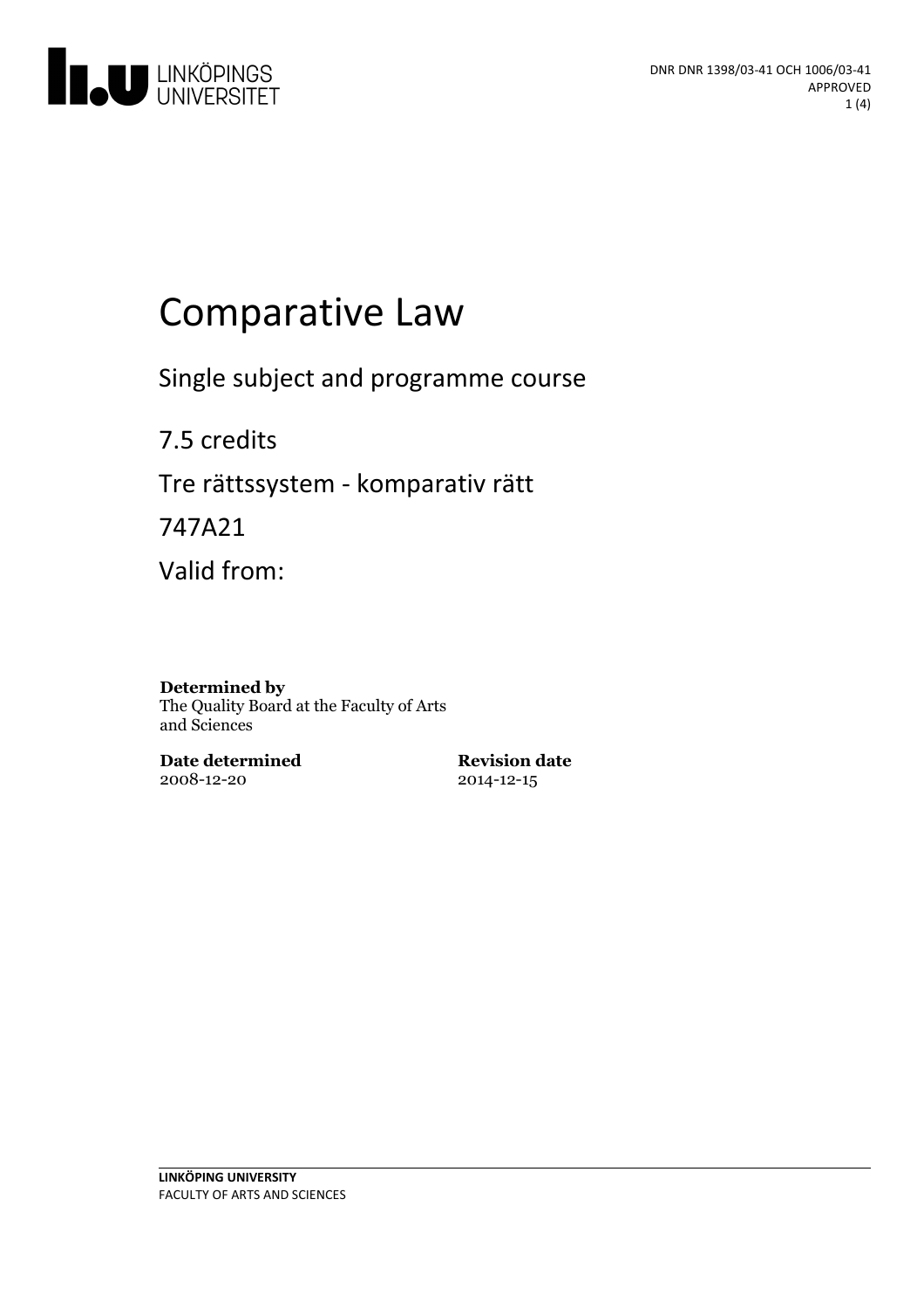DNR DNR 1398/03-41 OCH 1006/03-41
APPROVED

# Comparative Law

Single subject and programme course

7.5 credits

Tre rättssystem - komparativ rätt

747A21

Valid from:

**Determined by**
The Quality Board at the Faculty of Arts and Sciences

**Date determined**
2008-12-20

**Revision date**
2014-12-15

**LINKÖPING UNIVERSITY**
FACULTY OF ARTS AND SCIENCES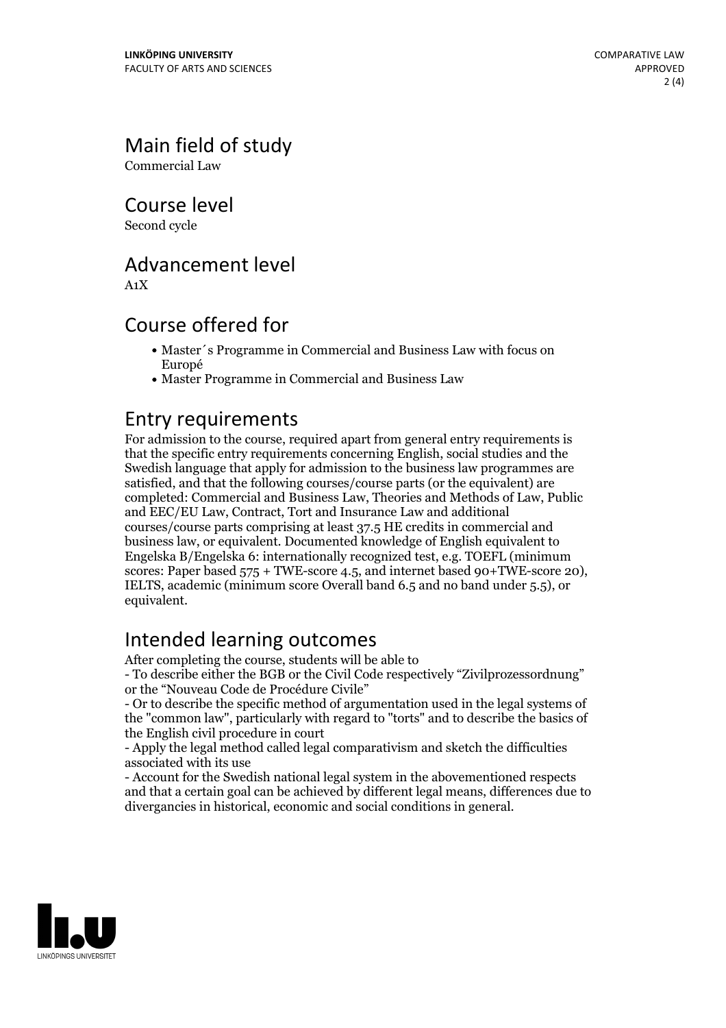## Main field of study

Commercial Law

## Course level

Second cycle

## Advancement level

A1X

## Course offered for

- Master´s Programme in Commercial and Business Law with focus on Europé
- Master Programme in Commercial and Business Law

## Entry requirements

For admission to the course, required apart from general entry requirements is that the specific entry requirements concerning English, social studies and the Swedish language that apply for admission to the business law programmes are satisfied, and that the following courses/course parts (or the equivalent) are completed: Commercial and Business Law, Theories and Methods of Law, Public and EEC/EU Law, Contract, Tort and Insurance Law and additional courses/course parts comprising at least 37.5 HE credits in commercial and business law, or equivalent. Documented knowledge of English equivalent to Engelska B/Engelska 6: internationally recognized test, e.g. TOEFL (minimum scores: Paper based 575 + TWE-score 4.5, and internet based 90+TWE-score 20), IELTS, academic (minimum score Overall band 6.5 and no band under 5.5), or equivalent.

## Intended learning outcomes

After completing the course, students will be able to

- To describe either the BGB or the Civil Code respectively "Zivilprozessordnung" or the "Nouveau Code de Procédure Civile"
- Or to describe the specific method of argumentation used in the legal systems of the "common law", particularly with regard to "torts" and to describe the basics of the English civil procedure in court
- Apply the legal method called legal comparativism and sketch the difficulties associated with its use
- Account for the Swedish national legal system in the abovementioned respects and that a certain goal can be achieved by different legal means, differences due to divergancies in historical, economic and social conditions in general.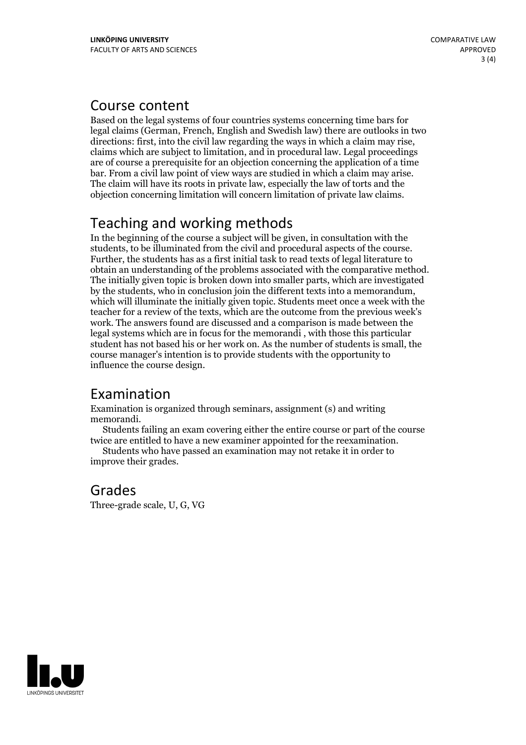## Course content

Based on the legal systems of four countries systems concerning time bars for legal claims (German, French, English and Swedish law) there are outlooks in two directions: first, into the civil law regarding the ways in which a claim may rise, claims which are subject to limitation, and in procedural law. Legal proceedings are of course a prerequisite for an objection concerning the application of a time bar. From a civil law point of view ways are studied in which a claim may arise. The claim will have its roots in private law, especially the law of torts and the objection concerning limitation will concern limitation of private law claims.

## Teaching and working methods

In the beginning of the course a subject will be given, in consultation with the students, to be illuminated from the civil and procedural aspects of the course. Further, the students has as a first initial task to read texts of legal literature to obtain an understanding of the problems associated with the comparative method. The initially given topic is broken down into smaller parts, which are investigated by the students, who in conclusion join the different texts into a memorandum, which will illuminate the initially given topic. Students meet once a week with the teacher for a review of the texts, which are the outcome from the previous week's work. The answers found are discussed and a comparison is made between the legal systems which are in focus for the memorandi , with those this particular student has not based his or her work on. As the number of students is small, the course manager's intention is to provide students with the opportunity to influence the course design.

## Examination

Examination is organized through seminars, assignment (s) and writing memorandi.

Students failing an exam covering either the entire course or part of the course twice are entitled to have a new examiner appointed for the reexamination.

Students who have passed an examination may not retake it in order to improve their grades.

## Grades

Three-grade scale, U, G, VG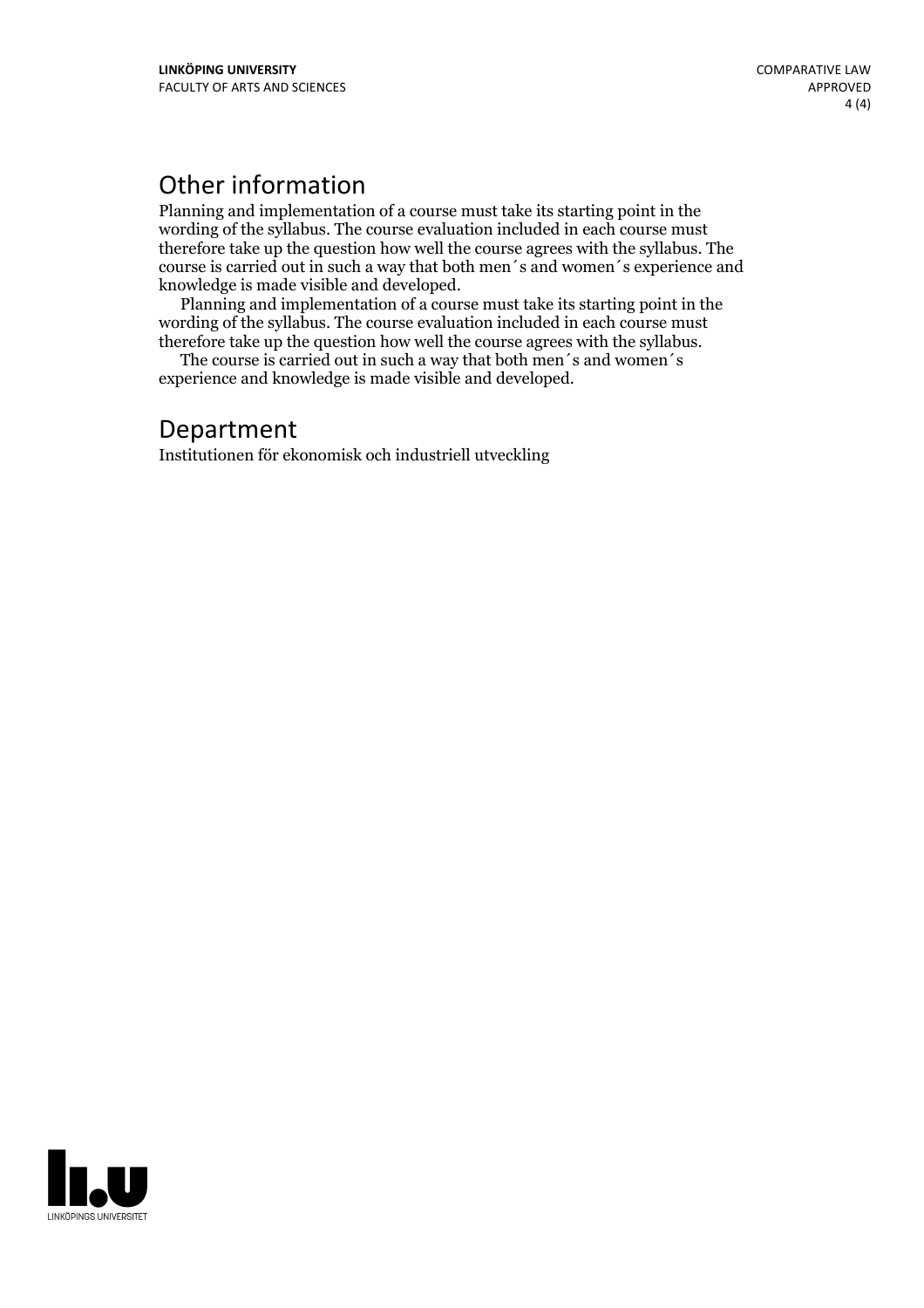## Other information

Planning and implementation of a course must take its starting point in the wording of the syllabus. The course evaluation included in each course must therefore take up the question how well the course agrees with the syllabus. The course is carried out in such a way that both men´s and women´s experience and knowledge is made visible and developed.

Planning and implementation of a course must take its starting point in the wording of the syllabus. The course evaluation included in each course must therefore take up the question how well the course agrees with the syllabus.

The course is carried out in such a way that both men´s and women´s experience and knowledge is made visible and developed.

## Department

Institutionen för ekonomisk och industriell utveckling